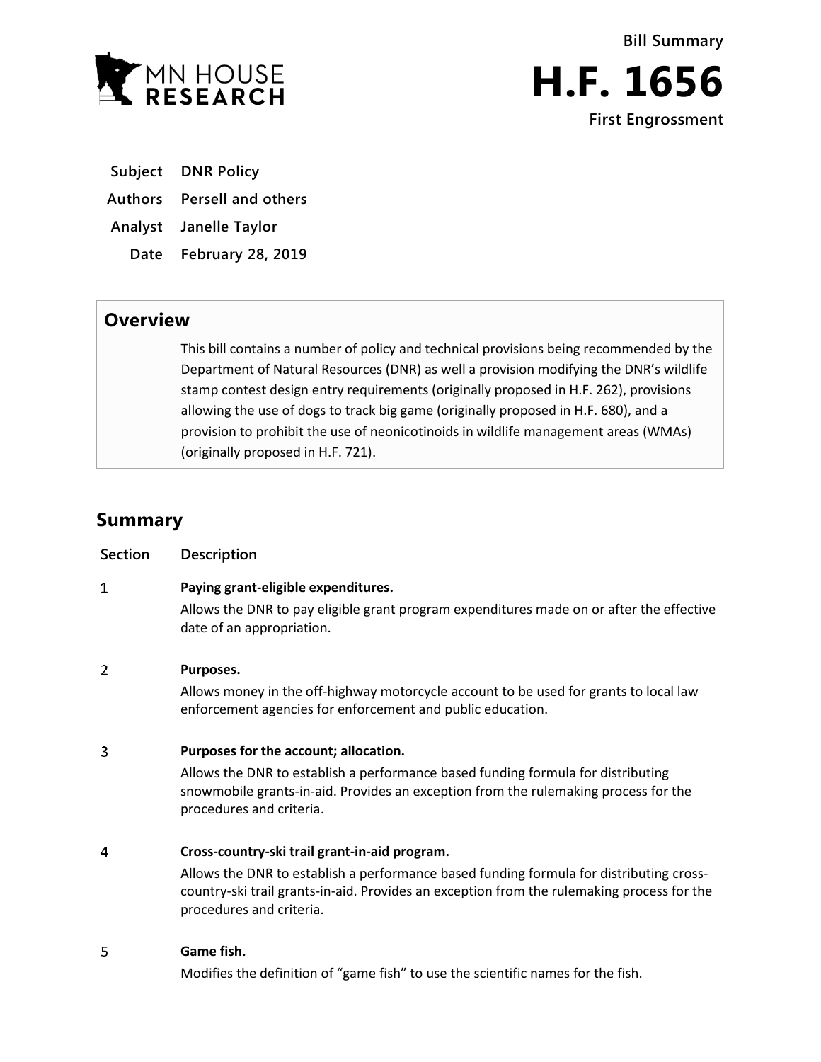MN HOUSE RESEARCH

**Bill Summary**

# H.F. 1656

**First Engrossment**

| | |
|---|---|
| **Subject** | **DNR Policy** |
| **Authors** | **Persell and others** |
| **Analyst** | **Janelle Taylor** |
| **Date** | **February 28, 2019** |

## Overview

This bill contains a number of policy and technical provisions being recommended by the Department of Natural Resources (DNR) as well a provision modifying the DNR's wildlife stamp contest design entry requirements (originally proposed in H.F. 262), provisions allowing the use of dogs to track big game (originally proposed in H.F. 680), and a provision to prohibit the use of neonicotinoids in wildlife management areas (WMAs) (originally proposed in H.F. 721).

## Summary

| Section | Description |
|---|---|
| 1 | **Paying grant-eligible expenditures.**<br>Allows the DNR to pay eligible grant program expenditures made on or after the effective date of an appropriation. |
| 2 | **Purposes.**<br>Allows money in the off-highway motorcycle account to be used for grants to local law enforcement agencies for enforcement and public education. |
| 3 | **Purposes for the account; allocation.**<br>Allows the DNR to establish a performance based funding formula for distributing snowmobile grants-in-aid. Provides an exception from the rulemaking process for the procedures and criteria. |
| 4 | **Cross-country-ski trail grant-in-aid program.**<br>Allows the DNR to establish a performance based funding formula for distributing cross-country-ski trail grants-in-aid. Provides an exception from the rulemaking process for the procedures and criteria. |
| 5 | **Game fish.**<br>Modifies the definition of "game fish" to use the scientific names for the fish. |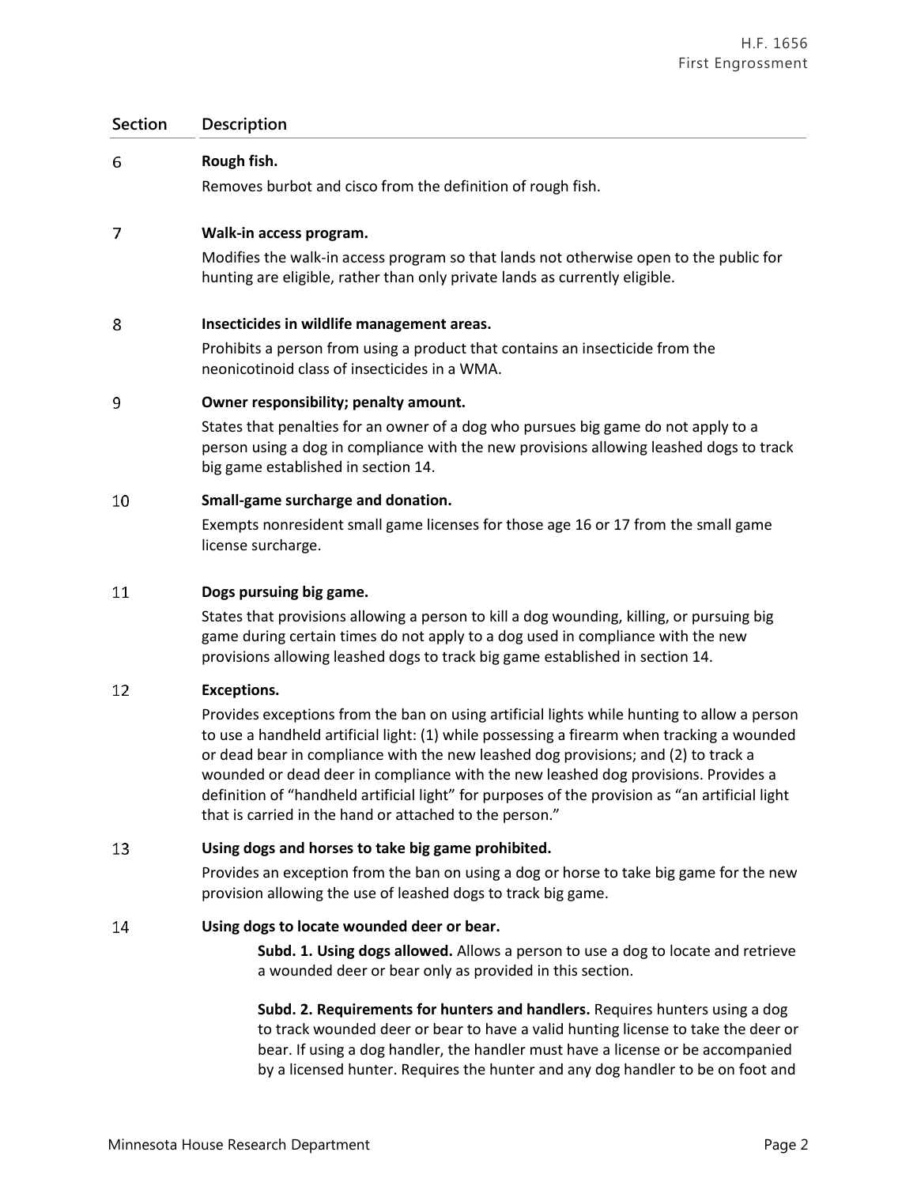| Section | Description |
|---|---|
| 6 | **Rough fish.**<br>Removes burbot and cisco from the definition of rough fish. |
| 7 | **Walk-in access program.**<br>Modifies the walk-in access program so that lands not otherwise open to the public for hunting are eligible, rather than only private lands as currently eligible. |
| 8 | **Insecticides in wildlife management areas.**<br>Prohibits a person from using a product that contains an insecticide from the neonicotinoid class of insecticides in a WMA. |
| 9 | **Owner responsibility; penalty amount.**<br>States that penalties for an owner of a dog who pursues big game do not apply to a person using a dog in compliance with the new provisions allowing leashed dogs to track big game established in section 14. |
| 10 | **Small-game surcharge and donation.**<br>Exempts nonresident small game licenses for those age 16 or 17 from the small game license surcharge. |
| 11 | **Dogs pursuing big game.**<br>States that provisions allowing a person to kill a dog wounding, killing, or pursuing big game during certain times do not apply to a dog used in compliance with the new provisions allowing leashed dogs to track big game established in section 14. |
| 12 | **Exceptions.**<br>Provides exceptions from the ban on using artificial lights while hunting to allow a person to use a handheld artificial light: (1) while possessing a firearm when tracking a wounded or dead bear in compliance with the new leashed dog provisions; and (2) to track a wounded or dead deer in compliance with the new leashed dog provisions. Provides a definition of "handheld artificial light" for purposes of the provision as "an artificial light that is carried in the hand or attached to the person." |
| 13 | **Using dogs and horses to take big game prohibited.**<br>Provides an exception from the ban on using a dog or horse to take big game for the new provision allowing the use of leashed dogs to track big game. |
| 14 | **Using dogs to locate wounded deer or bear.**<br>**Subd. 1. Using dogs allowed.** Allows a person to use a dog to locate and retrieve a wounded deer or bear only as provided in this section.<br><br>**Subd. 2. Requirements for hunters and handlers.** Requires hunters using a dog to track wounded deer or bear to have a valid hunting license to take the deer or bear. If using a dog handler, the handler must have a license or be accompanied by a licensed hunter. Requires the hunter and any dog handler to be on foot and |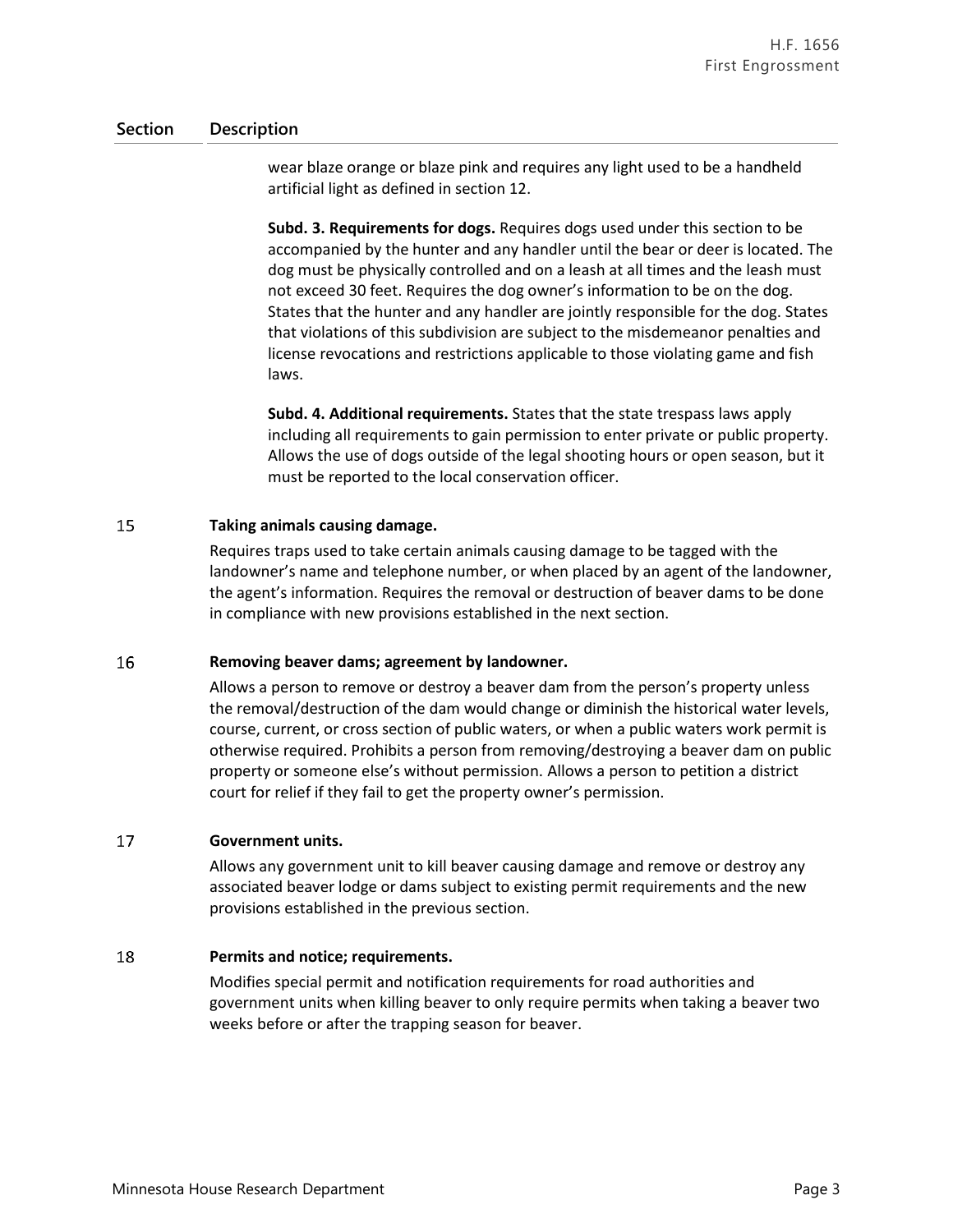| Section | Description |
|---|---|
| | wear blaze orange or blaze pink and requires any light used to be a handheld artificial light as defined in section 12.<br><br>**Subd. 3. Requirements for dogs.** Requires dogs used under this section to be accompanied by the hunter and any handler until the bear or deer is located. The dog must be physically controlled and on a leash at all times and the leash must not exceed 30 feet. Requires the dog owner's information to be on the dog. States that the hunter and any handler are jointly responsible for the dog. States that violations of this subdivision are subject to the misdemeanor penalties and license revocations and restrictions applicable to those violating game and fish laws.<br><br>**Subd. 4. Additional requirements.** States that the state trespass laws apply including all requirements to gain permission to enter private or public property. Allows the use of dogs outside of the legal shooting hours or open season, but it must be reported to the local conservation officer. |
| 15 | **Taking animals causing damage.**<br>Requires traps used to take certain animals causing damage to be tagged with the landowner's name and telephone number, or when placed by an agent of the landowner, the agent's information. Requires the removal or destruction of beaver dams to be done in compliance with new provisions established in the next section. |
| 16 | **Removing beaver dams; agreement by landowner.**<br>Allows a person to remove or destroy a beaver dam from the person's property unless the removal/destruction of the dam would change or diminish the historical water levels, course, current, or cross section of public waters, or when a public waters work permit is otherwise required. Prohibits a person from removing/destroying a beaver dam on public property or someone else's without permission. Allows a person to petition a district court for relief if they fail to get the property owner's permission. |
| 17 | **Government units.**<br>Allows any government unit to kill beaver causing damage and remove or destroy any associated beaver lodge or dams subject to existing permit requirements and the new provisions established in the previous section. |
| 18 | **Permits and notice; requirements.**<br>Modifies special permit and notification requirements for road authorities and government units when killing beaver to only require permits when taking a beaver two weeks before or after the trapping season for beaver. |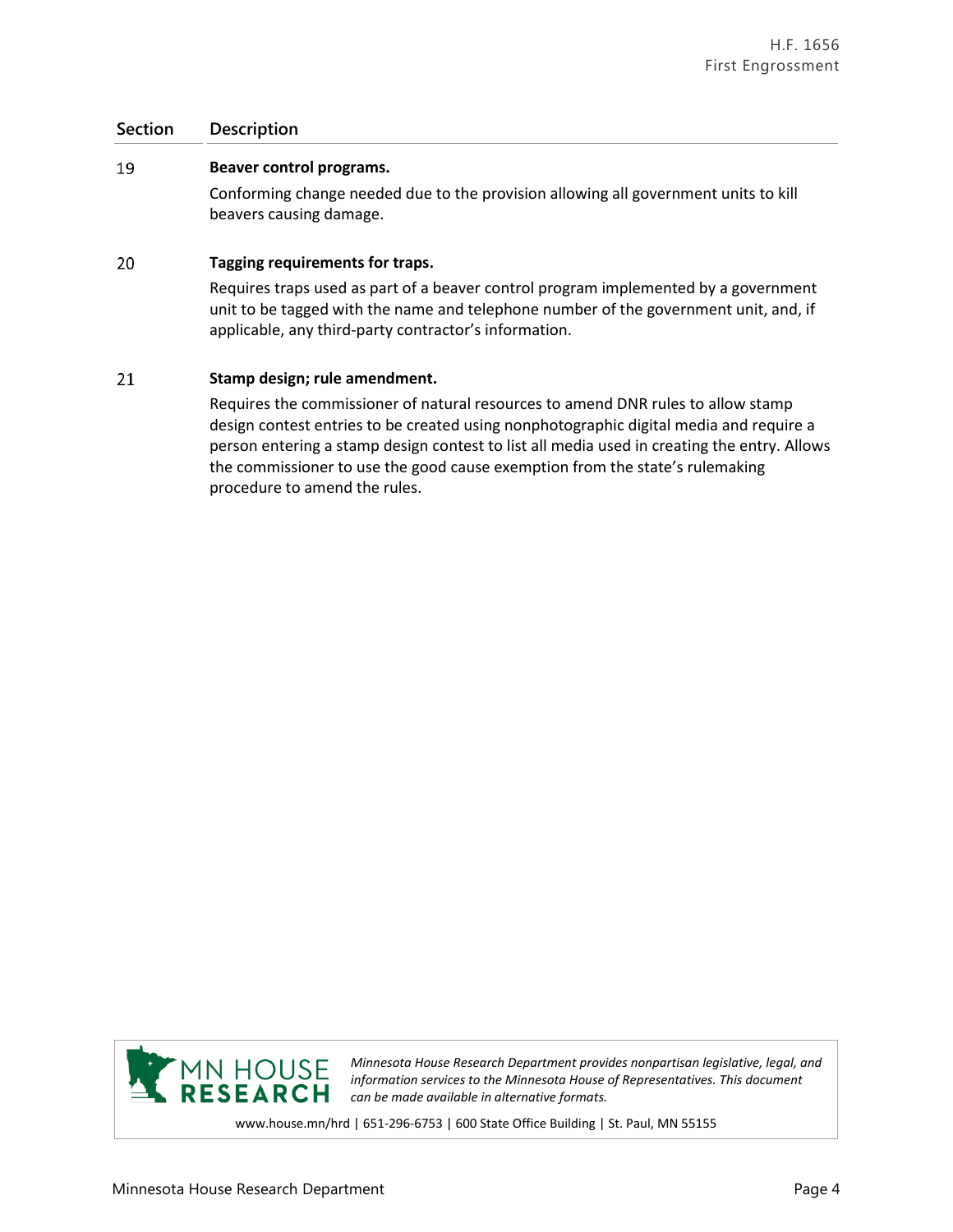| Section | Description |
| --- | --- |
| 19 | **Beaver control programs.**<br>Conforming change needed due to the provision allowing all government units to kill beavers causing damage. |
| 20 | **Tagging requirements for traps.**<br>Requires traps used as part of a beaver control program implemented by a government unit to be tagged with the name and telephone number of the government unit, and, if applicable, any third-party contractor's information. |
| 21 | **Stamp design; rule amendment.**<br>Requires the commissioner of natural resources to amend DNR rules to allow stamp design contest entries to be created using nonphotographic digital media and require a person entering a stamp design contest to list all media used in creating the entry. Allows the commissioner to use the good cause exemption from the state's rulemaking procedure to amend the rules. |

*Minnesota House Research Department provides nonpartisan legislative, legal, and information services to the Minnesota House of Representatives. This document can be made available in alternative formats.*

www.house.mn/hrd | 651-296-6753 | 600 State Office Building | St. Paul, MN 55155